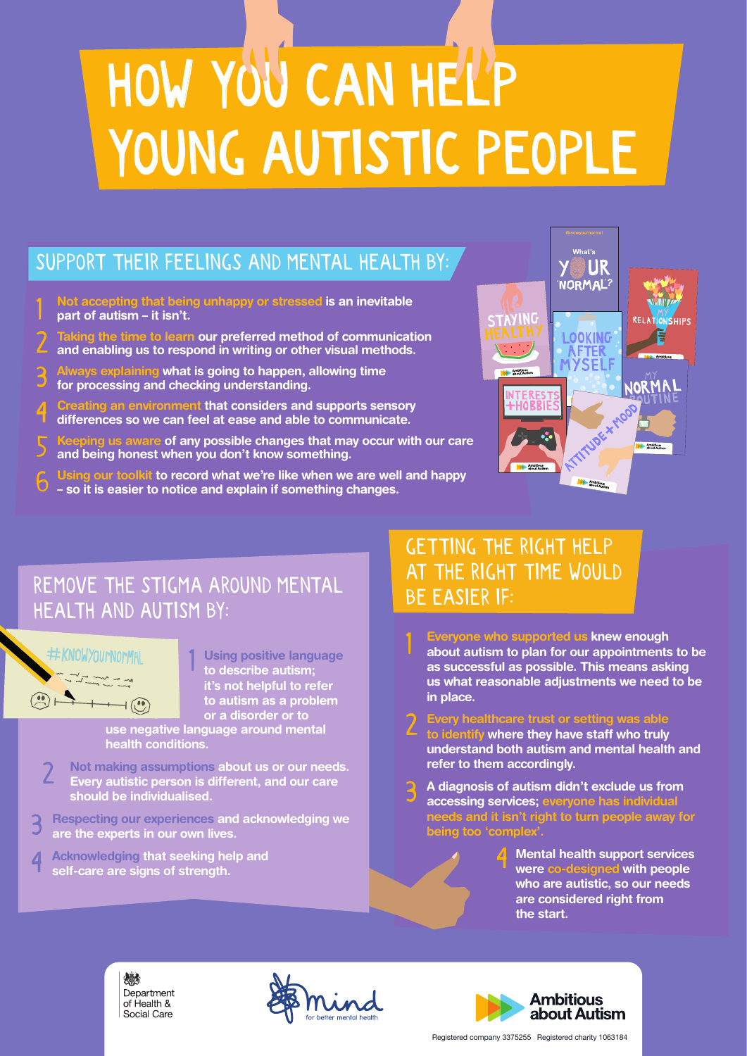# HOW YOU CAN HELP YOUNG AUTISTIC PEOPLE

## SUPPORT THEIR FEELINGS AND MENTAL HEALTH BY:

1. **Not accepting that being unhappy or stressed is an inevitable part of autism – it isn't.**
2. **Taking the time to learn our preferred method of communication and enabling us to respond in writing or other visual methods.**
3. **Always explaining what is going to happen, allowing time for processing and checking understanding.**
4. **Creating an environment that considers and supports sensory differences so we can feel at ease and able to communicate.**
5. **Keeping us aware of any possible changes that may occur with our care and being honest when you don't know something.**
6. **Using our toolkit to record what we're like when we are well and happy – so it is easier to notice and explain if something changes.**

## REMOVE THE STIGMA AROUND MENTAL HEALTH AND AUTISM BY:

#KNOWYOURNORMAL

1. **Using positive language to describe autism; it's not helpful to refer to autism as a problem or a disorder or to use negative language around mental health conditions.**
2. **Not making assumptions about us or our needs. Every autistic person is different, and our care should be individualised.**
3. **Respecting our experiences and acknowledging we are the experts in our own lives.**
4. **Acknowledging that seeking help and self-care are signs of strength.**

## GETTING THE RIGHT HELP AT THE RIGHT TIME WOULD BE EASIER IF:

1. **Everyone who supported us knew enough about autism to plan for our appointments to be as successful as possible. This means asking us what reasonable adjustments we need to be in place.**
2. **Every healthcare trust or setting was able to identify where they have staff who truly understand both autism and mental health and refer to them accordingly.**
3. **A diagnosis of autism didn't exclude us from accessing services; everyone has individual needs and it isn't right to turn people away for being too 'complex'.**
4. **Mental health support services were co-designed with people who are autistic, so our needs are considered right from the start.**

Department of Health & Social Care

Mind for better mental health

Ambitious about Autism

Registered company 3375255 Registered charity 1063184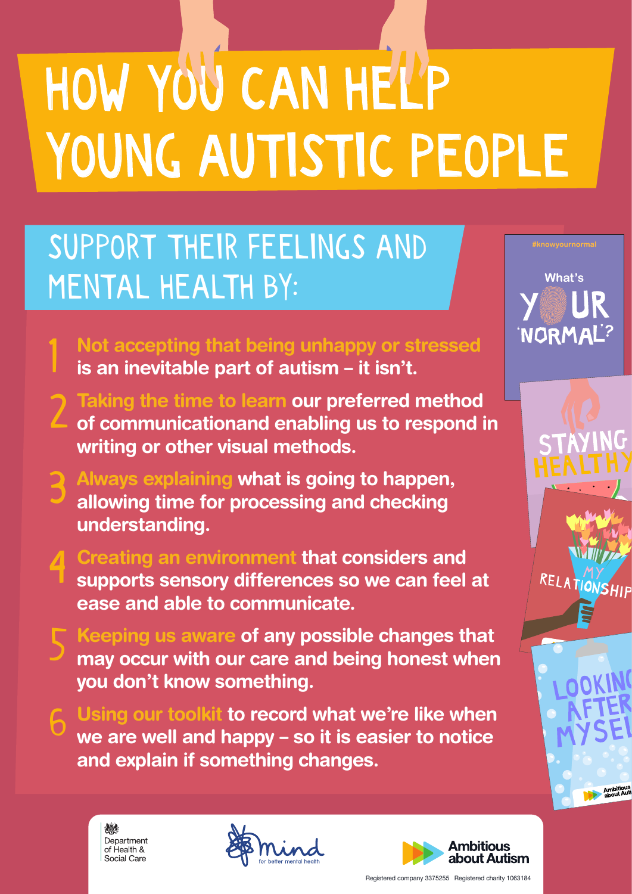# HOW YOU CAN HELP YOUNG AUTISTIC PEOPLE

## SUPPORT THEIR FEELINGS AND MENTAL HEALTH BY:

1. **Not accepting that being unhappy or stressed is an inevitable part of autism – it isn't.**
2. **Taking the time to learn our preferred method of communicationand enabling us to respond in writing or other visual methods.**
3. **Always explaining what is going to happen, allowing time for processing and checking understanding.**
4. **Creating an environment that considers and supports sensory differences so we can feel at ease and able to communicate.**
5. **Keeping us aware of any possible changes that may occur with our care and being honest when you don't know something.**
6. **Using our toolkit to record what we're like when we are well and happy – so it is easier to notice and explain if something changes.**

#knowyournormal

What's YOUR 'NORMAL'?

STAYING HEALTHY

MY RELATIONSHIP

LOOKING AFTER MYSELF

Department of Health & Social Care

mind for better mental health

Ambitious about Autism

Registered company 3375255 Registered charity 1063184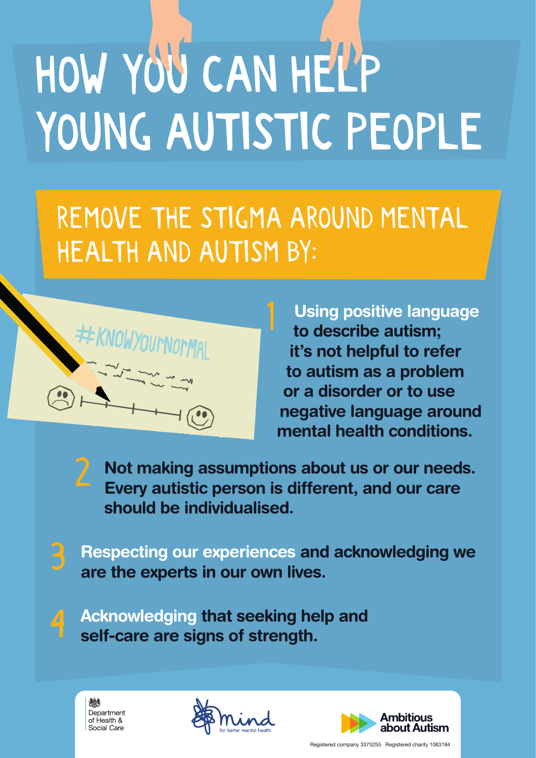# HOW YOU CAN HELP YOUNG AUTISTIC PEOPLE

## REMOVE THE STIGMA AROUND MENTAL HEALTH AND AUTISM BY:

#KNOWYOURNORMAL

1. **Using positive language to describe autism; it's not helpful to refer to autism as a problem or a disorder or to use negative language around mental health conditions.**

2. **Not making assumptions about us or our needs. Every autistic person is different, and our care should be individualised.**

3. **Respecting our experiences and acknowledging we are the experts in our own lives.**

4. **Acknowledging that seeking help and self-care are signs of strength.**

Department of Health & Social Care

mind for better mental health

Ambitious about Autism

Registered company 3375255 Registered charity 1063184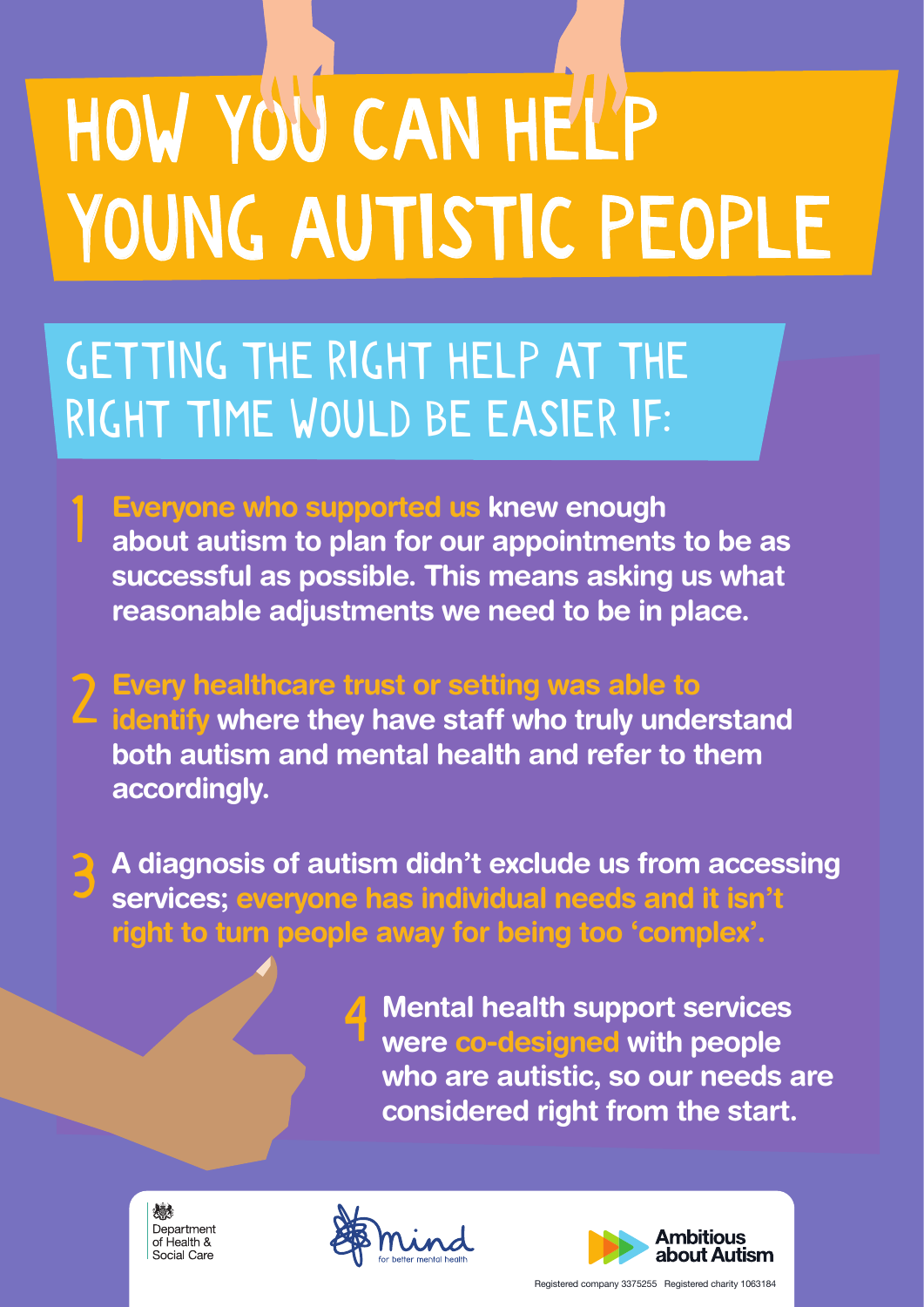# HOW YOU CAN HELP YOUNG AUTISTIC PEOPLE

## GETTING THE RIGHT HELP AT THE RIGHT TIME WOULD BE EASIER IF:

1. **Everyone who supported us knew enough about autism to plan for our appointments to be as successful as possible. This means asking us what reasonable adjustments we need to be in place.**

2. **Every healthcare trust or setting was able to identify where they have staff who truly understand both autism and mental health and refer to them accordingly.**

3. **A diagnosis of autism didn't exclude us from accessing services; everyone has individual needs and it isn't right to turn people away for being too 'complex'.**

4. **Mental health support services were co-designed with people who are autistic, so our needs are considered right from the start.**

Department of Health & Social Care

Mind for better mental health

Ambitious about Autism

Registered company 3375255 Registered charity 1063184